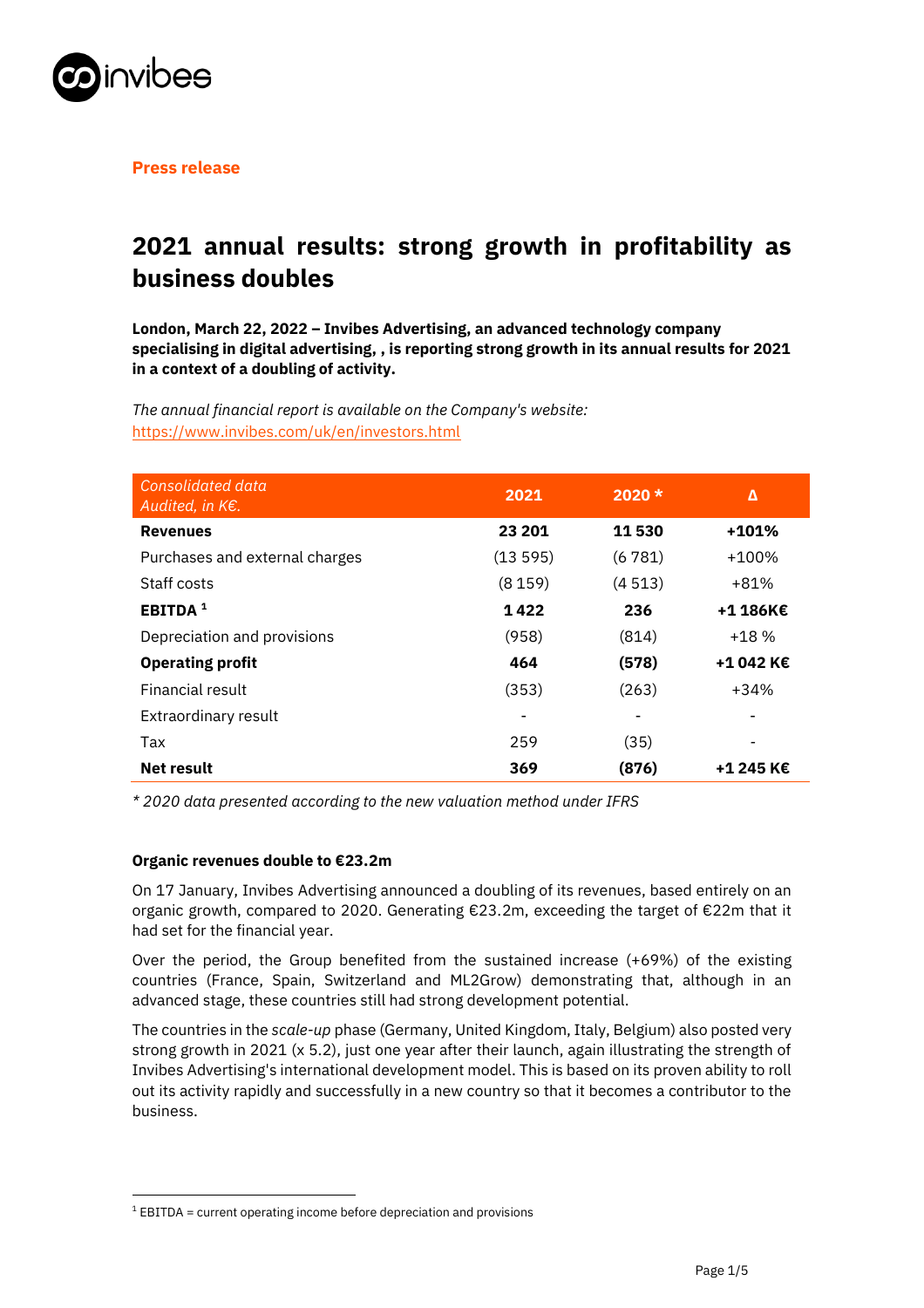**Press release**

# 2021 annual results: strong growth in profitability as business doubles

**London, March 22, 2022 – Invibes Advertising, an advanced technology company specialising in digital advertising, , is reporting strong growth in its annual results for 2021 in a context of a doubling of activity.**

*The annual financial report is available on the Company's website:*
https://www.invibes.com/uk/en/investors.html

| *Consolidated data Audited, in K€.* | 2021 | 2020 * | Δ |
|---|---|---|---|
| **Revenues** | **23 201** | **11 530** | **+101%** |
| Purchases and external charges | (13 595) | (6 781) | +100% |
| Staff costs | (8 159) | (4 513) | +81% |
| **EBITDA [1]** | **1 422** | **236** | **+1 186K€** |
| Depreciation and provisions | (958) | (814) | +18 % |
| **Operating profit** | **464** | **(578)** | **+1 042 K€** |
| Financial result | (353) | (263) | +34% |
| Extraordinary result | - | - | - |
| Tax | 259 | (35) | - |
| **Net result** | **369** | **(876)** | **+1 245 K€** |

*\* 2020 data presented according to the new valuation method under IFRS*

**Organic revenues double to €23.2m**

On 17 January, Invibes Advertising announced a doubling of its revenues, based entirely on an organic growth, compared to 2020. Generating €23.2m, exceeding the target of €22m that it had set for the financial year.

Over the period, the Group benefited from the sustained increase (+69%) of the existing countries (France, Spain, Switzerland and ML2Grow) demonstrating that, although in an advanced stage, these countries still had strong development potential.

The countries in the *scale-up* phase (Germany, United Kingdom, Italy, Belgium) also posted very strong growth in 2021 (x 5.2), just one year after their launch, again illustrating the strength of Invibes Advertising's international development model. This is based on its proven ability to roll out its activity rapidly and successfully in a new country so that it becomes a contributor to the business.

[1] EBITDA = current operating income before depreciation and provisions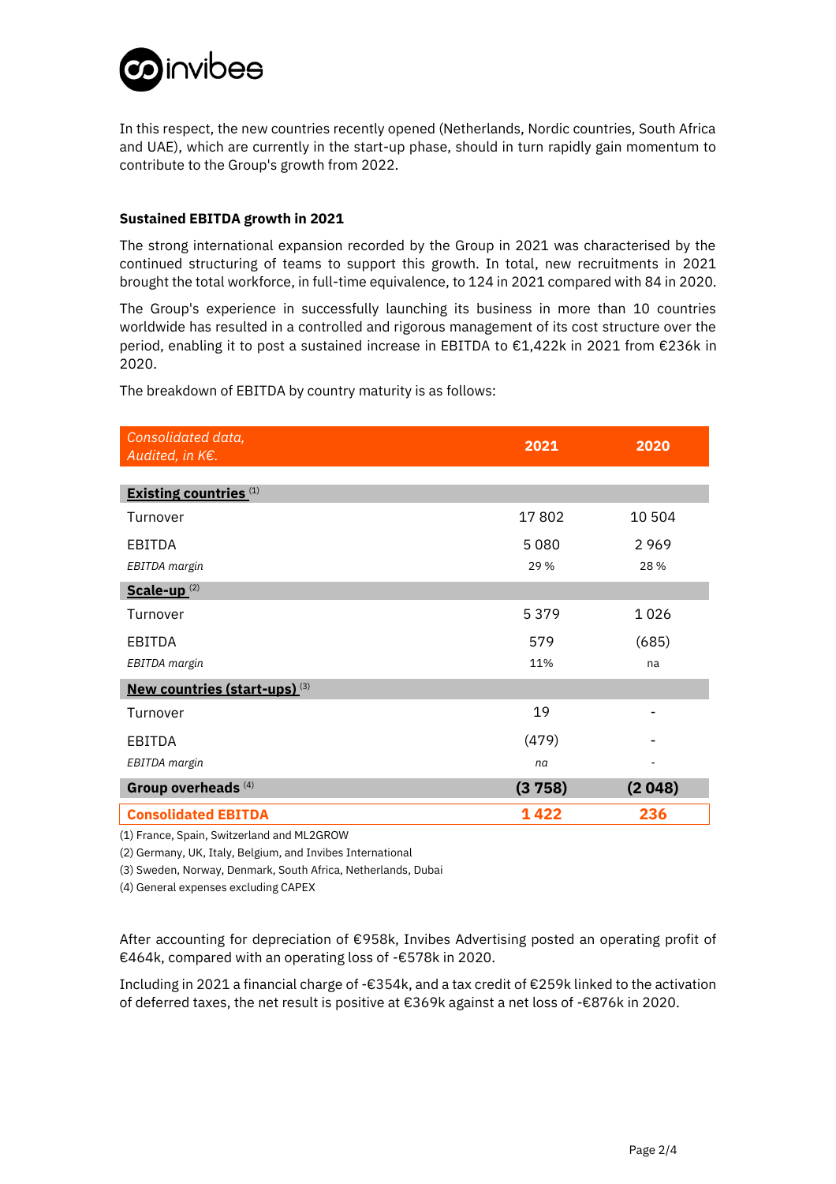In this respect, the new countries recently opened (Netherlands, Nordic countries, South Africa and UAE), which are currently in the start-up phase, should in turn rapidly gain momentum to contribute to the Group's growth from 2022.

### Sustained EBITDA growth in 2021

The strong international expansion recorded by the Group in 2021 was characterised by the continued structuring of teams to support this growth. In total, new recruitments in 2021 brought the total workforce, in full-time equivalence, to 124 in 2021 compared with 84 in 2020.

The Group's experience in successfully launching its business in more than 10 countries worldwide has resulted in a controlled and rigorous management of its cost structure over the period, enabling it to post a sustained increase in EBITDA to €1,422k in 2021 from €236k in 2020.

The breakdown of EBITDA by country maturity is as follows:

| *Consolidated data, Audited, in K€.* | **2021** | **2020** |
|---|---|---|
| **Existing countries** [1] | | |
| Turnover | 17 802 | 10 504 |
| EBITDA | 5 080 | 2 969 |
| *EBITDA margin* | 29 % | 28 % |
| **Scale-up** [2] | | |
| Turnover | 5 379 | 1 026 |
| EBITDA | 579 | (685) |
| *EBITDA margin* | 11% | na |
| **New countries (start-ups)** [3] | | |
| Turnover | 19 | - |
| EBITDA | (479) | - |
| *EBITDA margin* | *na* | - |
| **Group overheads** [4] | **(3 758)** | **(2 048)** |
| **Consolidated EBITDA** | **1 422** | **236** |

(1) France, Spain, Switzerland and ML2GROW

(2) Germany, UK, Italy, Belgium, and Invibes International

(3) Sweden, Norway, Denmark, South Africa, Netherlands, Dubai

(4) General expenses excluding CAPEX

After accounting for depreciation of €958k, Invibes Advertising posted an operating profit of €464k, compared with an operating loss of -€578k in 2020.

Including in 2021 a financial charge of -€354k, and a tax credit of €259k linked to the activation of deferred taxes, the net result is positive at €369k against a net loss of -€876k in 2020.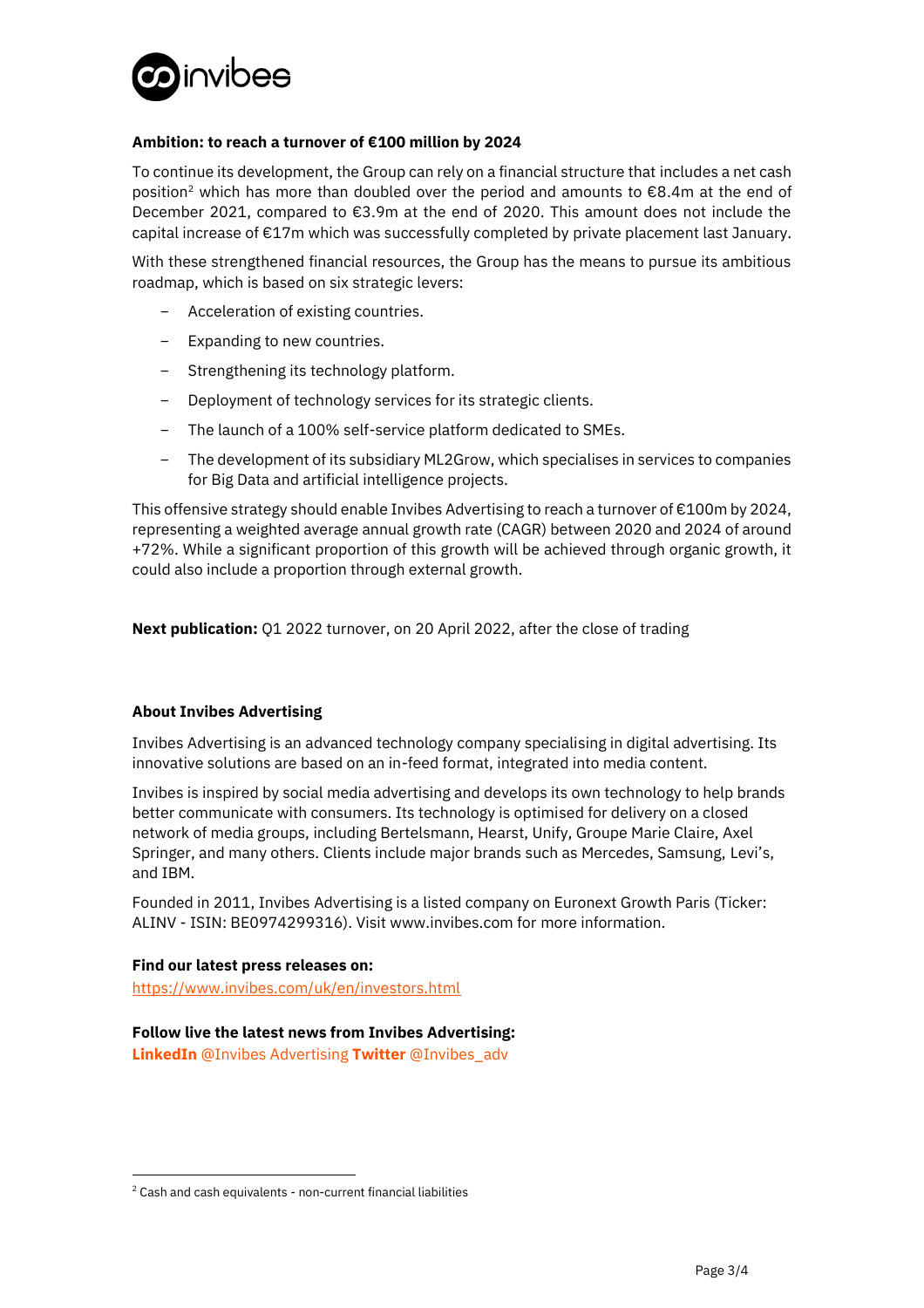**Ambition: to reach a turnover of €100 million by 2024**

To continue its development, the Group can rely on a financial structure that includes a net cash position[2] which has more than doubled over the period and amounts to €8.4m at the end of December 2021, compared to €3.9m at the end of 2020. This amount does not include the capital increase of €17m which was successfully completed by private placement last January.

With these strengthened financial resources, the Group has the means to pursue its ambitious roadmap, which is based on six strategic levers:

- Acceleration of existing countries.
- Expanding to new countries.
- Strengthening its technology platform.
- Deployment of technology services for its strategic clients.
- The launch of a 100% self-service platform dedicated to SMEs.
- The development of its subsidiary ML2Grow, which specialises in services to companies for Big Data and artificial intelligence projects.

This offensive strategy should enable Invibes Advertising to reach a turnover of €100m by 2024, representing a weighted average annual growth rate (CAGR) between 2020 and 2024 of around +72%. While a significant proportion of this growth will be achieved through organic growth, it could also include a proportion through external growth.

**Next publication:** Q1 2022 turnover, on 20 April 2022, after the close of trading

**About Invibes Advertising**

Invibes Advertising is an advanced technology company specialising in digital advertising. Its innovative solutions are based on an in-feed format, integrated into media content.

Invibes is inspired by social media advertising and develops its own technology to help brands better communicate with consumers. Its technology is optimised for delivery on a closed network of media groups, including Bertelsmann, Hearst, Unify, Groupe Marie Claire, Axel Springer, and many others. Clients include major brands such as Mercedes, Samsung, Levi's, and IBM.

Founded in 2011, Invibes Advertising is a listed company on Euronext Growth Paris (Ticker: ALINV - ISIN: BE0974299316). Visit www.invibes.com for more information.

**Find our latest press releases on:**
https://www.invibes.com/uk/en/investors.html

**Follow live the latest news from Invibes Advertising:**
**LinkedIn** @Invibes Advertising **Twitter** @Invibes_adv

[2] Cash and cash equivalents - non-current financial liabilities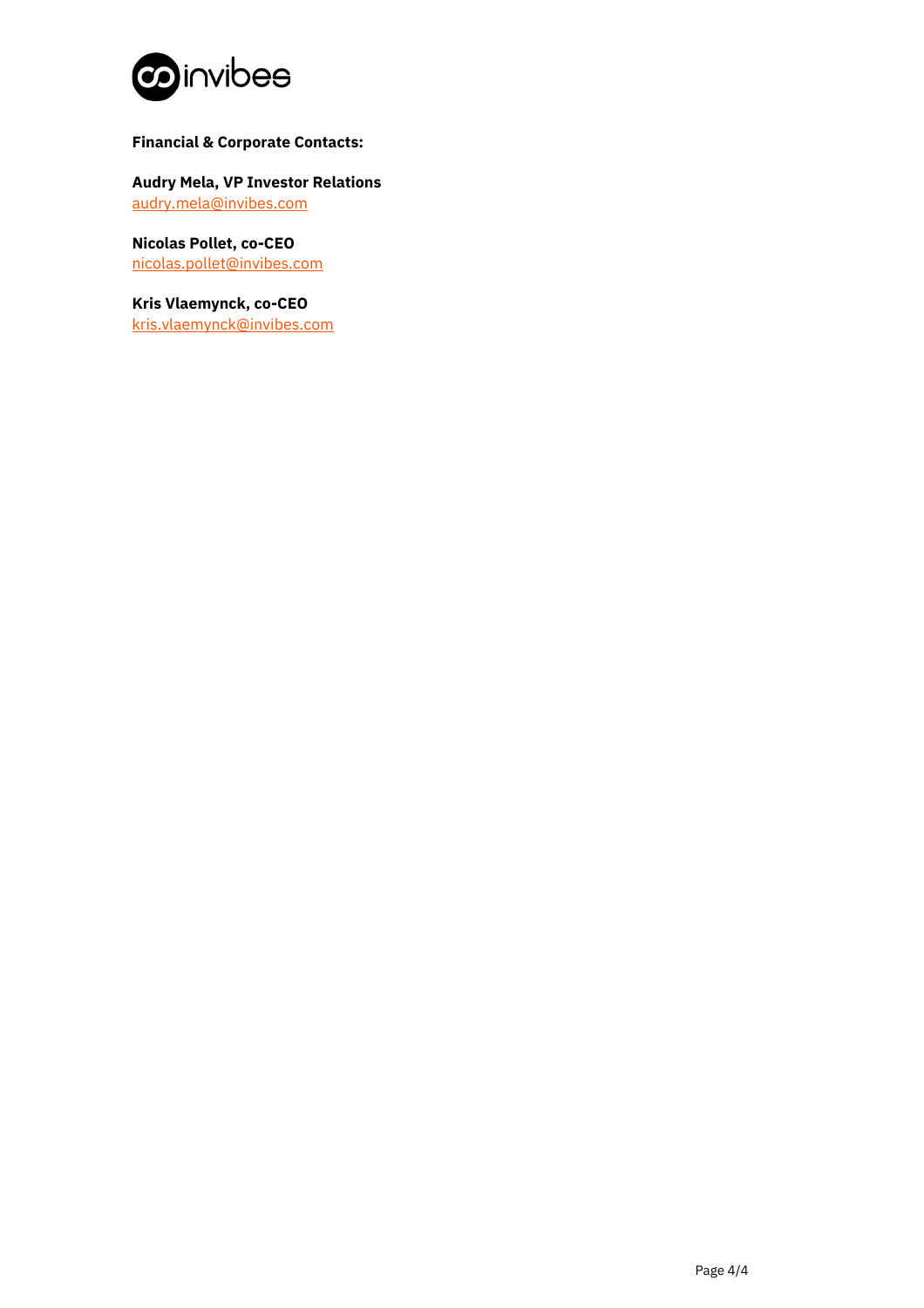**Financial & Corporate Contacts:**

**Audry Mela, VP Investor Relations**
audry.mela@invibes.com

**Nicolas Pollet, co-CEO**
nicolas.pollet@invibes.com

**Kris Vlaemynck, co-CEO**
kris.vlaemynck@invibes.com